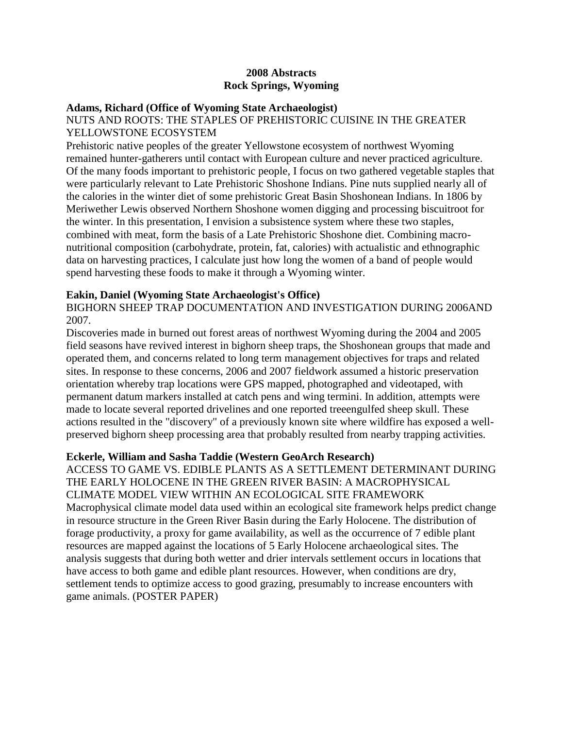# 2008 Abstracts
# Rock Springs, Wyoming

**Adams, Richard (Office of Wyoming State Archaeologist)**

NUTS AND ROOTS: THE STAPLES OF PREHISTORIC CUISINE IN THE GREATER YELLOWSTONE ECOSYSTEM

Prehistoric native peoples of the greater Yellowstone ecosystem of northwest Wyoming remained hunter-gatherers until contact with European culture and never practiced agriculture. Of the many foods important to prehistoric people, I focus on two gathered vegetable staples that were particularly relevant to Late Prehistoric Shoshone Indians. Pine nuts supplied nearly all of the calories in the winter diet of some prehistoric Great Basin Shoshonean Indians. In 1806 by Meriwether Lewis observed Northern Shoshone women digging and processing biscuitroot for the winter. In this presentation, I envision a subsistence system where these two staples, combined with meat, form the basis of a Late Prehistoric Shoshone diet. Combining macro-nutritional composition (carbohydrate, protein, fat, calories) with actualistic and ethnographic data on harvesting practices, I calculate just how long the women of a band of people would spend harvesting these foods to make it through a Wyoming winter.

**Eakin, Daniel (Wyoming State Archaeologist's Office)**

BIGHORN SHEEP TRAP DOCUMENTATION AND INVESTIGATION DURING 2006AND 2007.

Discoveries made in burned out forest areas of northwest Wyoming during the 2004 and 2005 field seasons have revived interest in bighorn sheep traps, the Shoshonean groups that made and operated them, and concerns related to long term management objectives for traps and related sites. In response to these concerns, 2006 and 2007 fieldwork assumed a historic preservation orientation whereby trap locations were GPS mapped, photographed and videotaped, with permanent datum markers installed at catch pens and wing termini. In addition, attempts were made to locate several reported drivelines and one reported treeengulfed sheep skull. These actions resulted in the "discovery" of a previously known site where wildfire has exposed a well-preserved bighorn sheep processing area that probably resulted from nearby trapping activities.

**Eckerle, William and Sasha Taddie (Western GeoArch Research)**

ACCESS TO GAME VS. EDIBLE PLANTS AS A SETTLEMENT DETERMINANT DURING THE EARLY HOLOCENE IN THE GREEN RIVER BASIN: A MACROPHYSICAL CLIMATE MODEL VIEW WITHIN AN ECOLOGICAL SITE FRAMEWORK

Macrophysical climate model data used within an ecological site framework helps predict change in resource structure in the Green River Basin during the Early Holocene. The distribution of forage productivity, a proxy for game availability, as well as the occurrence of 7 edible plant resources are mapped against the locations of 5 Early Holocene archaeological sites. The analysis suggests that during both wetter and drier intervals settlement occurs in locations that have access to both game and edible plant resources. However, when conditions are dry, settlement tends to optimize access to good grazing, presumably to increase encounters with game animals. (POSTER PAPER)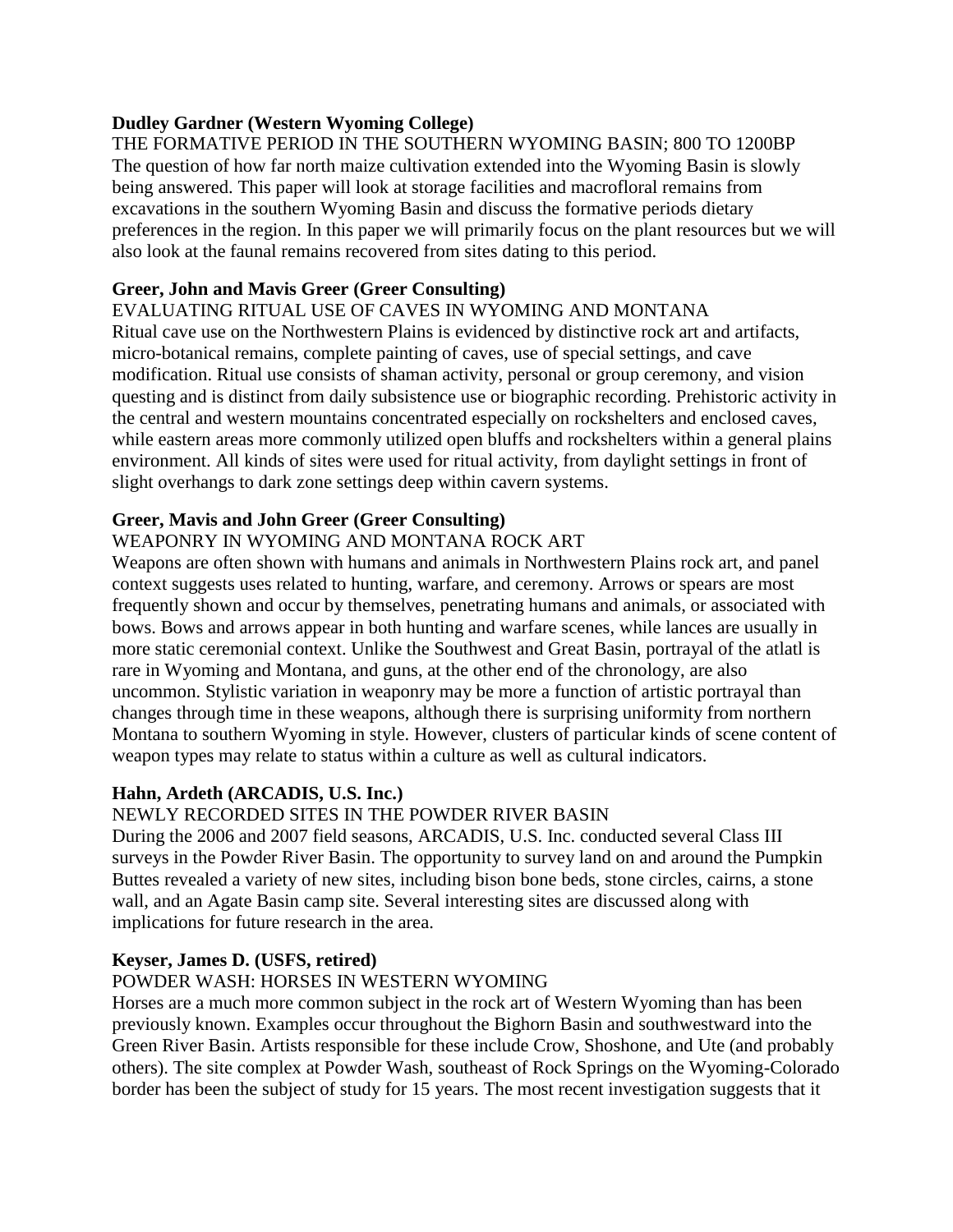**Dudley Gardner (Western Wyoming College)**

THE FORMATIVE PERIOD IN THE SOUTHERN WYOMING BASIN; 800 TO 1200BP

The question of how far north maize cultivation extended into the Wyoming Basin is slowly being answered. This paper will look at storage facilities and macrofloral remains from excavations in the southern Wyoming Basin and discuss the formative periods dietary preferences in the region. In this paper we will primarily focus on the plant resources but we will also look at the faunal remains recovered from sites dating to this period.

**Greer, John and Mavis Greer (Greer Consulting)**

EVALUATING RITUAL USE OF CAVES IN WYOMING AND MONTANA

Ritual cave use on the Northwestern Plains is evidenced by distinctive rock art and artifacts, micro-botanical remains, complete painting of caves, use of special settings, and cave modification. Ritual use consists of shaman activity, personal or group ceremony, and vision questing and is distinct from daily subsistence use or biographic recording. Prehistoric activity in the central and western mountains concentrated especially on rockshelters and enclosed caves, while eastern areas more commonly utilized open bluffs and rockshelters within a general plains environment. All kinds of sites were used for ritual activity, from daylight settings in front of slight overhangs to dark zone settings deep within cavern systems.

**Greer, Mavis and John Greer (Greer Consulting)**

WEAPONRY IN WYOMING AND MONTANA ROCK ART

Weapons are often shown with humans and animals in Northwestern Plains rock art, and panel context suggests uses related to hunting, warfare, and ceremony. Arrows or spears are most frequently shown and occur by themselves, penetrating humans and animals, or associated with bows. Bows and arrows appear in both hunting and warfare scenes, while lances are usually in more static ceremonial context. Unlike the Southwest and Great Basin, portrayal of the atlatl is rare in Wyoming and Montana, and guns, at the other end of the chronology, are also uncommon. Stylistic variation in weaponry may be more a function of artistic portrayal than changes through time in these weapons, although there is surprising uniformity from northern Montana to southern Wyoming in style. However, clusters of particular kinds of scene content of weapon types may relate to status within a culture as well as cultural indicators.

**Hahn, Ardeth (ARCADIS, U.S. Inc.)**

NEWLY RECORDED SITES IN THE POWDER RIVER BASIN

During the 2006 and 2007 field seasons, ARCADIS, U.S. Inc. conducted several Class III surveys in the Powder River Basin. The opportunity to survey land on and around the Pumpkin Buttes revealed a variety of new sites, including bison bone beds, stone circles, cairns, a stone wall, and an Agate Basin camp site. Several interesting sites are discussed along with implications for future research in the area.

**Keyser, James D. (USFS, retired)**

POWDER WASH: HORSES IN WESTERN WYOMING

Horses are a much more common subject in the rock art of Western Wyoming than has been previously known. Examples occur throughout the Bighorn Basin and southwestward into the Green River Basin. Artists responsible for these include Crow, Shoshone, and Ute (and probably others). The site complex at Powder Wash, southeast of Rock Springs on the Wyoming-Colorado border has been the subject of study for 15 years. The most recent investigation suggests that it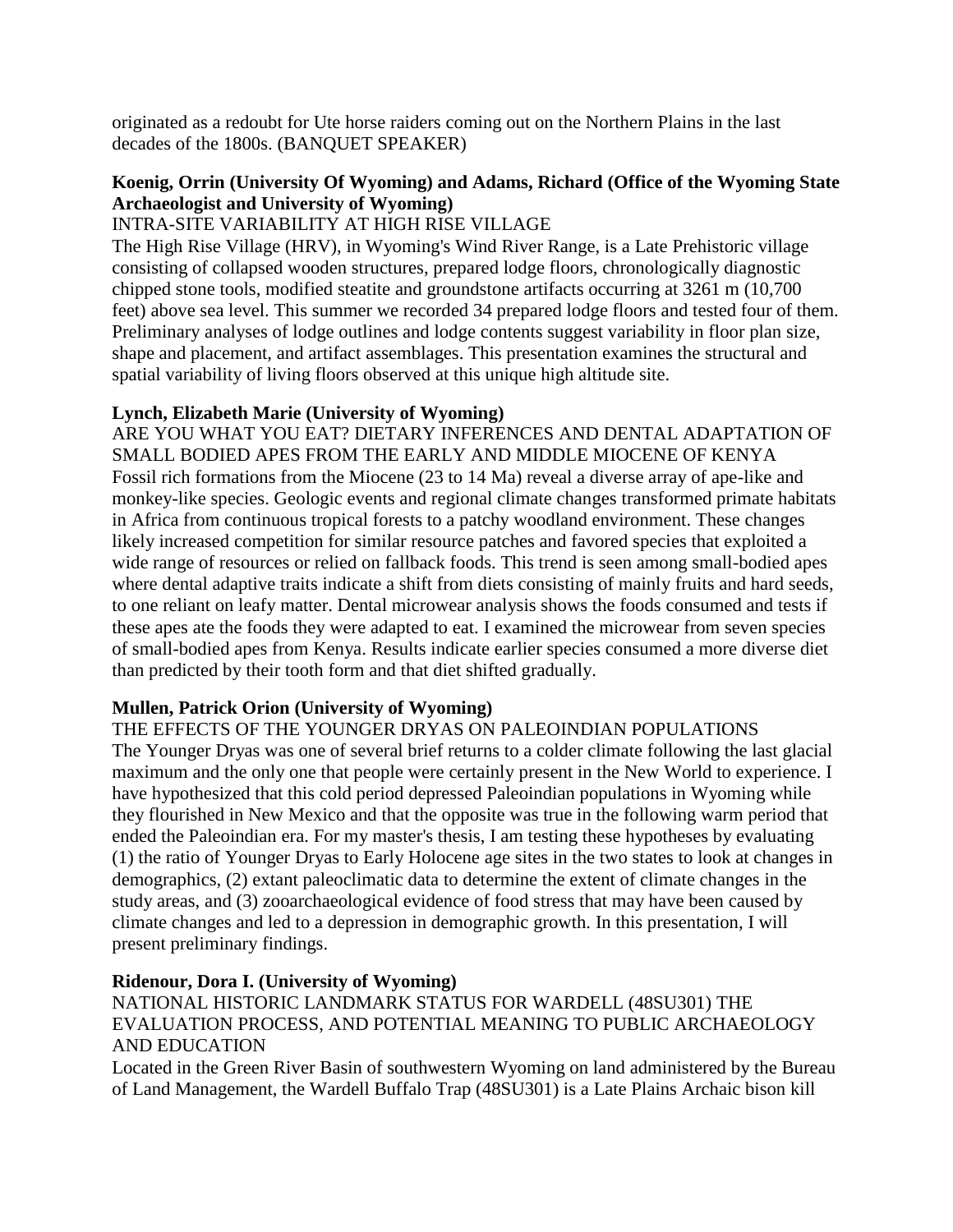originated as a redoubt for Ute horse raiders coming out on the Northern Plains in the last decades of the 1800s. (BANQUET SPEAKER)

**Koenig, Orrin (University Of Wyoming) and Adams, Richard (Office of the Wyoming State Archaeologist and University of Wyoming)**

INTRA-SITE VARIABILITY AT HIGH RISE VILLAGE

The High Rise Village (HRV), in Wyoming's Wind River Range, is a Late Prehistoric village consisting of collapsed wooden structures, prepared lodge floors, chronologically diagnostic chipped stone tools, modified steatite and groundstone artifacts occurring at 3261 m (10,700 feet) above sea level. This summer we recorded 34 prepared lodge floors and tested four of them. Preliminary analyses of lodge outlines and lodge contents suggest variability in floor plan size, shape and placement, and artifact assemblages. This presentation examines the structural and spatial variability of living floors observed at this unique high altitude site.

**Lynch, Elizabeth Marie (University of Wyoming)**

ARE YOU WHAT YOU EAT? DIETARY INFERENCES AND DENTAL ADAPTATION OF SMALL BODIED APES FROM THE EARLY AND MIDDLE MIOCENE OF KENYA

Fossil rich formations from the Miocene (23 to 14 Ma) reveal a diverse array of ape-like and monkey-like species. Geologic events and regional climate changes transformed primate habitats in Africa from continuous tropical forests to a patchy woodland environment. These changes likely increased competition for similar resource patches and favored species that exploited a wide range of resources or relied on fallback foods. This trend is seen among small-bodied apes where dental adaptive traits indicate a shift from diets consisting of mainly fruits and hard seeds, to one reliant on leafy matter. Dental microwear analysis shows the foods consumed and tests if these apes ate the foods they were adapted to eat. I examined the microwear from seven species of small-bodied apes from Kenya. Results indicate earlier species consumed a more diverse diet than predicted by their tooth form and that diet shifted gradually.

**Mullen, Patrick Orion (University of Wyoming)**

THE EFFECTS OF THE YOUNGER DRYAS ON PALEOINDIAN POPULATIONS

The Younger Dryas was one of several brief returns to a colder climate following the last glacial maximum and the only one that people were certainly present in the New World to experience. I have hypothesized that this cold period depressed Paleoindian populations in Wyoming while they flourished in New Mexico and that the opposite was true in the following warm period that ended the Paleoindian era. For my master's thesis, I am testing these hypotheses by evaluating (1) the ratio of Younger Dryas to Early Holocene age sites in the two states to look at changes in demographics, (2) extant paleoclimatic data to determine the extent of climate changes in the study areas, and (3) zooarchaeological evidence of food stress that may have been caused by climate changes and led to a depression in demographic growth. In this presentation, I will present preliminary findings.

**Ridenour, Dora I. (University of Wyoming)**

NATIONAL HISTORIC LANDMARK STATUS FOR WARDELL (48SU301) THE EVALUATION PROCESS, AND POTENTIAL MEANING TO PUBLIC ARCHAEOLOGY AND EDUCATION

Located in the Green River Basin of southwestern Wyoming on land administered by the Bureau of Land Management, the Wardell Buffalo Trap (48SU301) is a Late Plains Archaic bison kill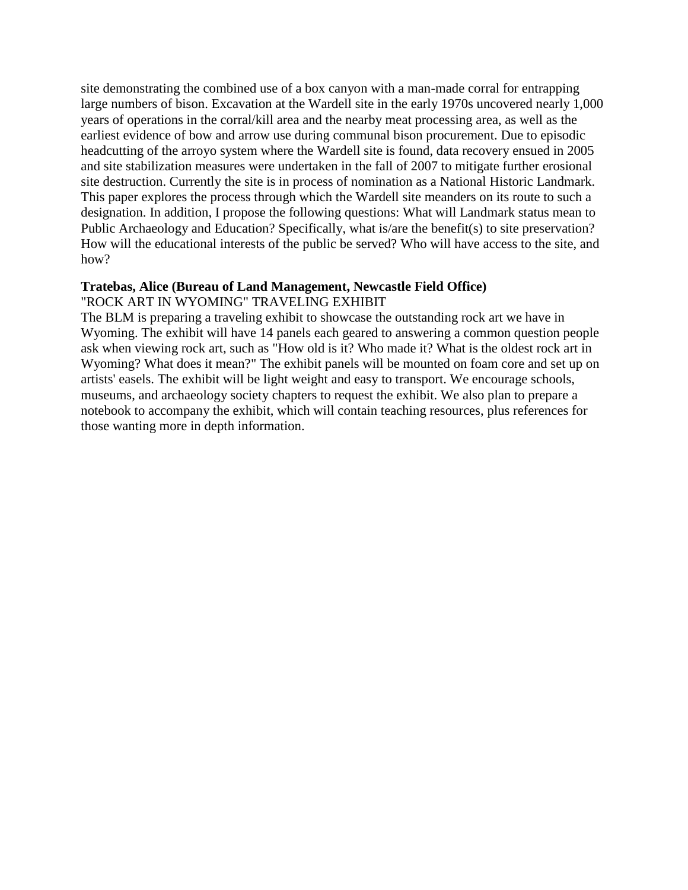site demonstrating the combined use of a box canyon with a man-made corral for entrapping large numbers of bison. Excavation at the Wardell site in the early 1970s uncovered nearly 1,000 years of operations in the corral/kill area and the nearby meat processing area, as well as the earliest evidence of bow and arrow use during communal bison procurement. Due to episodic headcutting of the arroyo system where the Wardell site is found, data recovery ensued in 2005 and site stabilization measures were undertaken in the fall of 2007 to mitigate further erosional site destruction. Currently the site is in process of nomination as a National Historic Landmark. This paper explores the process through which the Wardell site meanders on its route to such a designation. In addition, I propose the following questions: What will Landmark status mean to Public Archaeology and Education? Specifically, what is/are the benefit(s) to site preservation? How will the educational interests of the public be served? Who will have access to the site, and how?

**Tratebas, Alice (Bureau of Land Management, Newcastle Field Office)**
"ROCK ART IN WYOMING" TRAVELING EXHIBIT
The BLM is preparing a traveling exhibit to showcase the outstanding rock art we have in Wyoming. The exhibit will have 14 panels each geared to answering a common question people ask when viewing rock art, such as "How old is it? Who made it? What is the oldest rock art in Wyoming? What does it mean?" The exhibit panels will be mounted on foam core and set up on artists' easels. The exhibit will be light weight and easy to transport. We encourage schools, museums, and archaeology society chapters to request the exhibit. We also plan to prepare a notebook to accompany the exhibit, which will contain teaching resources, plus references for those wanting more in depth information.